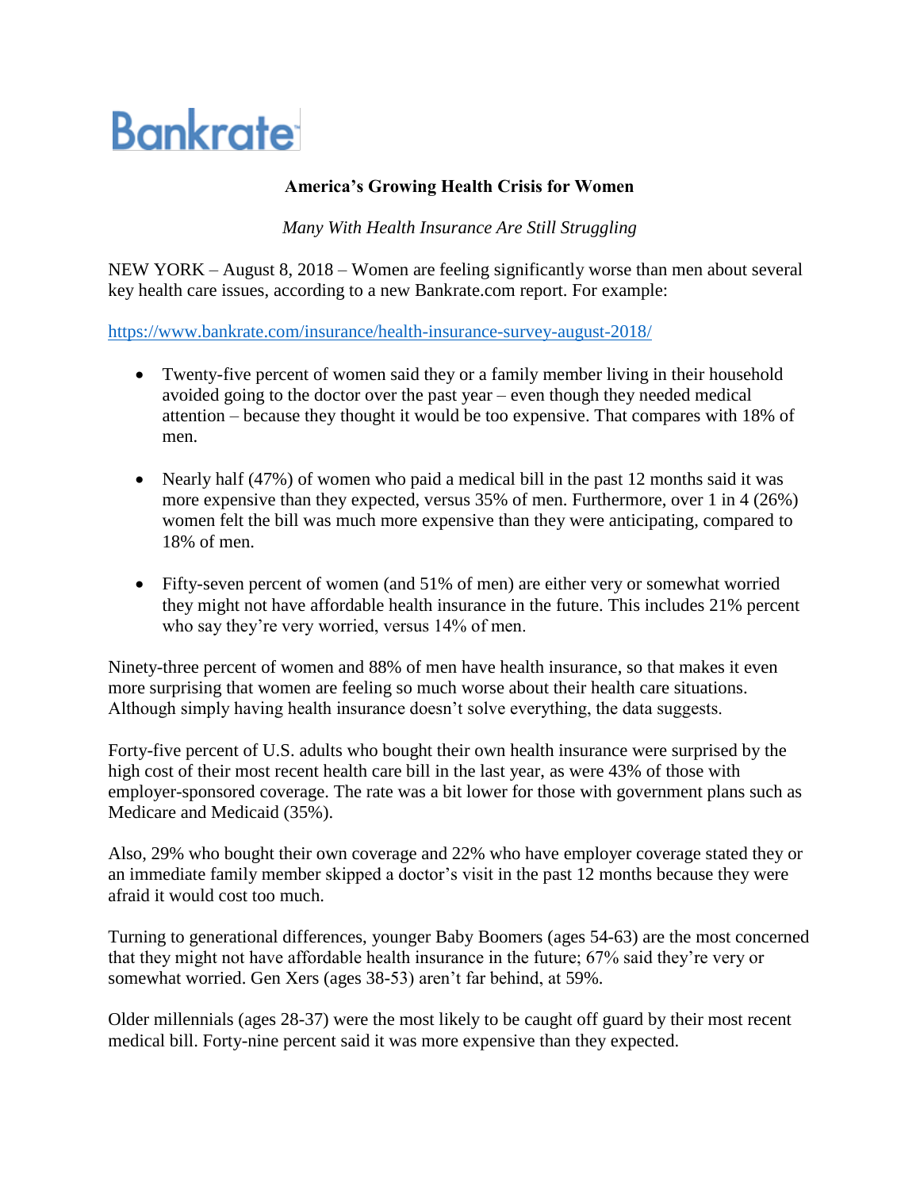Bankrate

## America's Growing Health Crisis for Women

*Many With Health Insurance Are Still Struggling*

NEW YORK – August 8, 2018 – Women are feeling significantly worse than men about several key health care issues, according to a new Bankrate.com report. For example:

https://www.bankrate.com/insurance/health-insurance-survey-august-2018/

- Twenty-five percent of women said they or a family member living in their household avoided going to the doctor over the past year – even though they needed medical attention – because they thought it would be too expensive. That compares with 18% of men.
- Nearly half (47%) of women who paid a medical bill in the past 12 months said it was more expensive than they expected, versus 35% of men. Furthermore, over 1 in 4 (26%) women felt the bill was much more expensive than they were anticipating, compared to 18% of men.
- Fifty-seven percent of women (and 51% of men) are either very or somewhat worried they might not have affordable health insurance in the future. This includes 21% percent who say they're very worried, versus 14% of men.

Ninety-three percent of women and 88% of men have health insurance, so that makes it even more surprising that women are feeling so much worse about their health care situations. Although simply having health insurance doesn't solve everything, the data suggests.

Forty-five percent of U.S. adults who bought their own health insurance were surprised by the high cost of their most recent health care bill in the last year, as were 43% of those with employer-sponsored coverage. The rate was a bit lower for those with government plans such as Medicare and Medicaid (35%).

Also, 29% who bought their own coverage and 22% who have employer coverage stated they or an immediate family member skipped a doctor's visit in the past 12 months because they were afraid it would cost too much.

Turning to generational differences, younger Baby Boomers (ages 54-63) are the most concerned that they might not have affordable health insurance in the future; 67% said they're very or somewhat worried. Gen Xers (ages 38-53) aren't far behind, at 59%.

Older millennials (ages 28-37) were the most likely to be caught off guard by their most recent medical bill. Forty-nine percent said it was more expensive than they expected.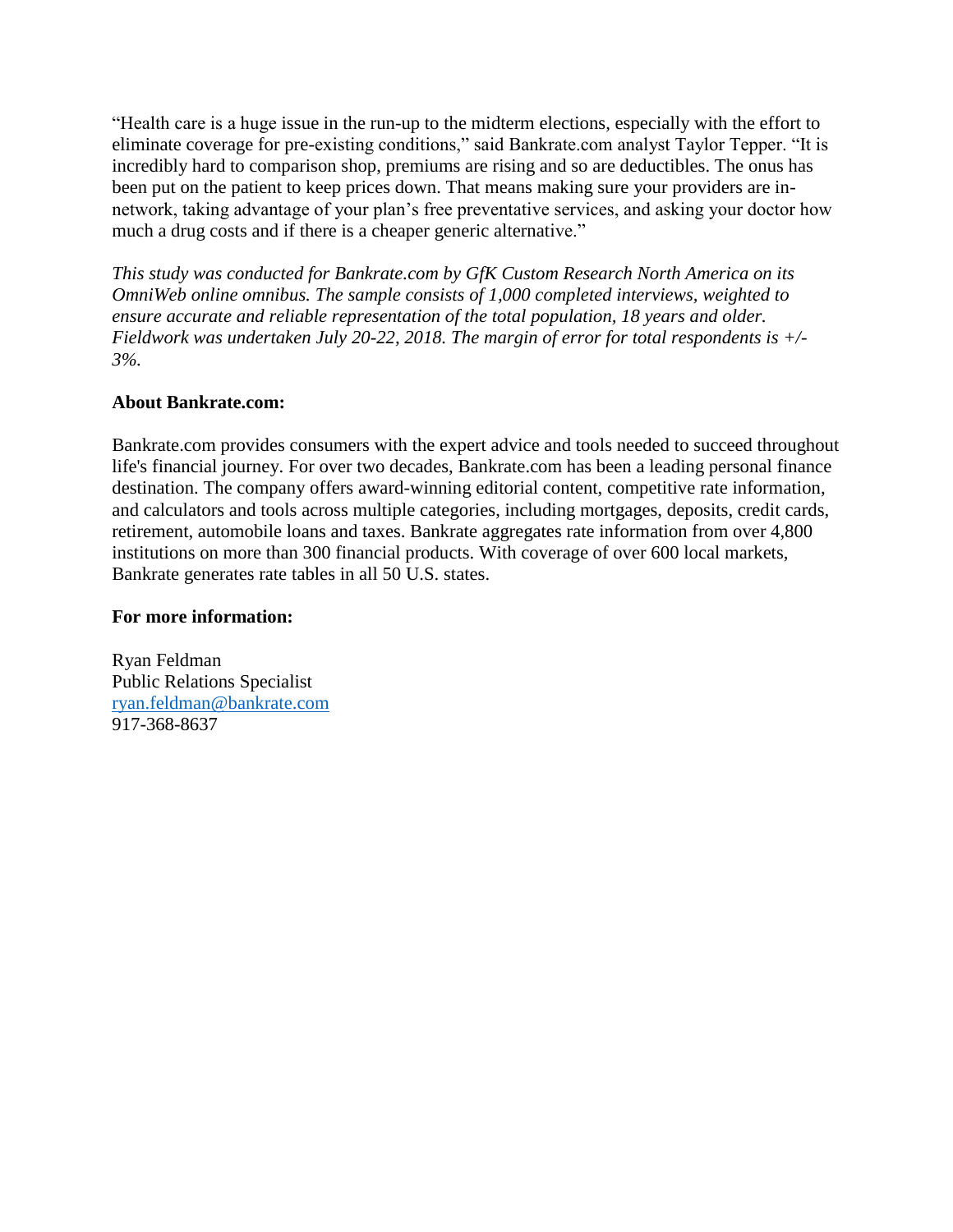"Health care is a huge issue in the run-up to the midterm elections, especially with the effort to eliminate coverage for pre-existing conditions," said Bankrate.com analyst Taylor Tepper. "It is incredibly hard to comparison shop, premiums are rising and so are deductibles. The onus has been put on the patient to keep prices down. That means making sure your providers are in-network, taking advantage of your plan's free preventative services, and asking your doctor how much a drug costs and if there is a cheaper generic alternative."

*This study was conducted for Bankrate.com by GfK Custom Research North America on its OmniWeb online omnibus. The sample consists of 1,000 completed interviews, weighted to ensure accurate and reliable representation of the total population, 18 years and older. Fieldwork was undertaken July 20-22, 2018. The margin of error for total respondents is +/- 3%.*

**About Bankrate.com:**

Bankrate.com provides consumers with the expert advice and tools needed to succeed throughout life's financial journey. For over two decades, Bankrate.com has been a leading personal finance destination. The company offers award-winning editorial content, competitive rate information, and calculators and tools across multiple categories, including mortgages, deposits, credit cards, retirement, automobile loans and taxes. Bankrate aggregates rate information from over 4,800 institutions on more than 300 financial products. With coverage of over 600 local markets, Bankrate generates rate tables in all 50 U.S. states.

**For more information:**

Ryan Feldman
Public Relations Specialist
ryan.feldman@bankrate.com
917-368-8637